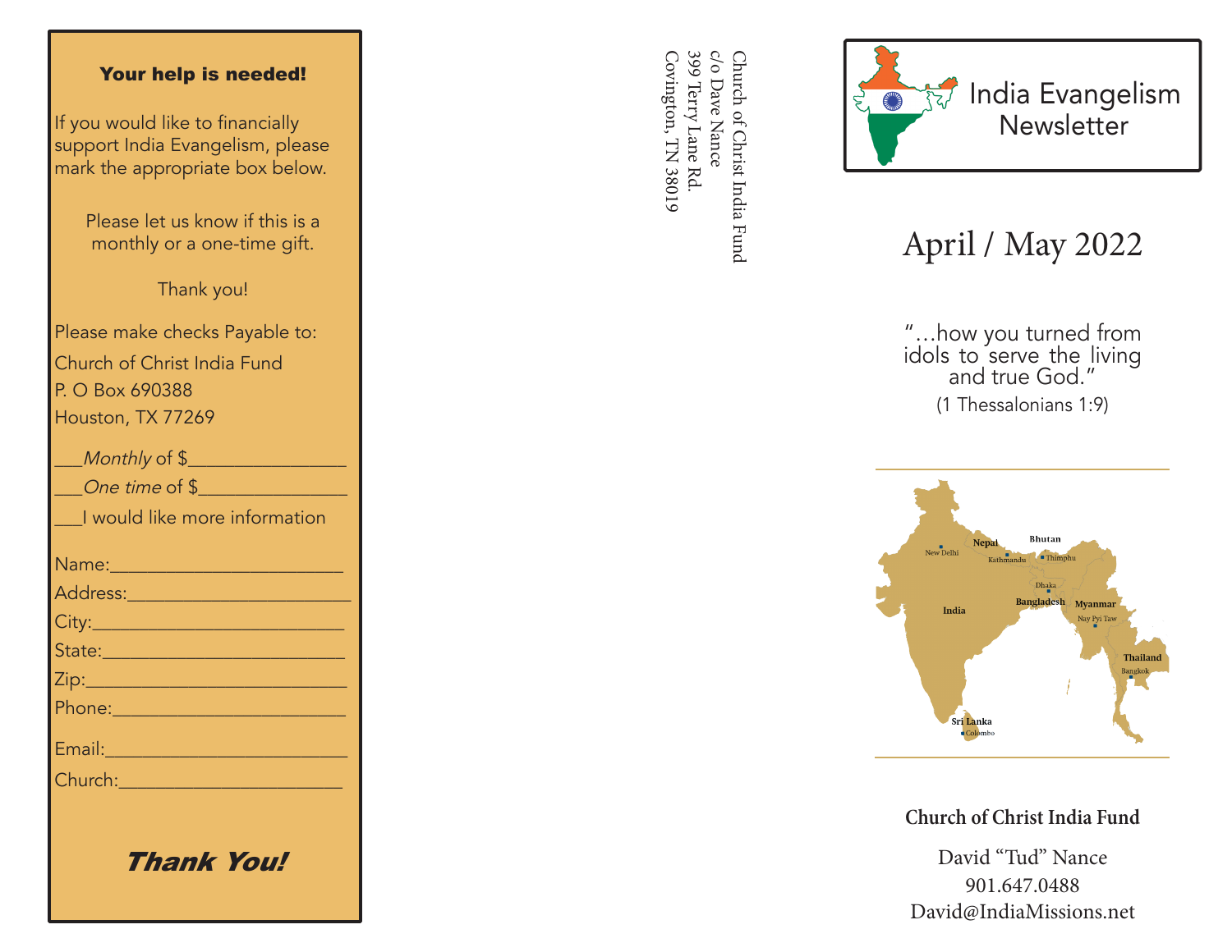## Your help is needed!

If you would like to financially support India Evangelism, please mark the appropriate box below.

Please let us know if this is a monthly or a one-time gift.

Thank you!

Please make checks Payable to:

Church of Christ India Fund
P. O Box 690388
Houston, TX 77269

___*Monthly* of $_______________

___*One time* of $_______________

___I would like more information

Name:_______________________

Address:_____________________

City:_________________________

State:________________________

Zip:__________________________

Phone:_______________________

Email:_______________________

Church:______________________

***Thank You!***

Church of Christ India Fund
c/o Dave Nance
399 Terry Lane Rd.
Covington, TN 38019

# India Evangelism Newsletter

## April / May 2022

"…how you turned from idols to serve the living and true God."
(1 Thessalonians 1:9)

**Church of Christ India Fund**

David "Tud" Nance
901.647.0488
David@IndiaMissions.net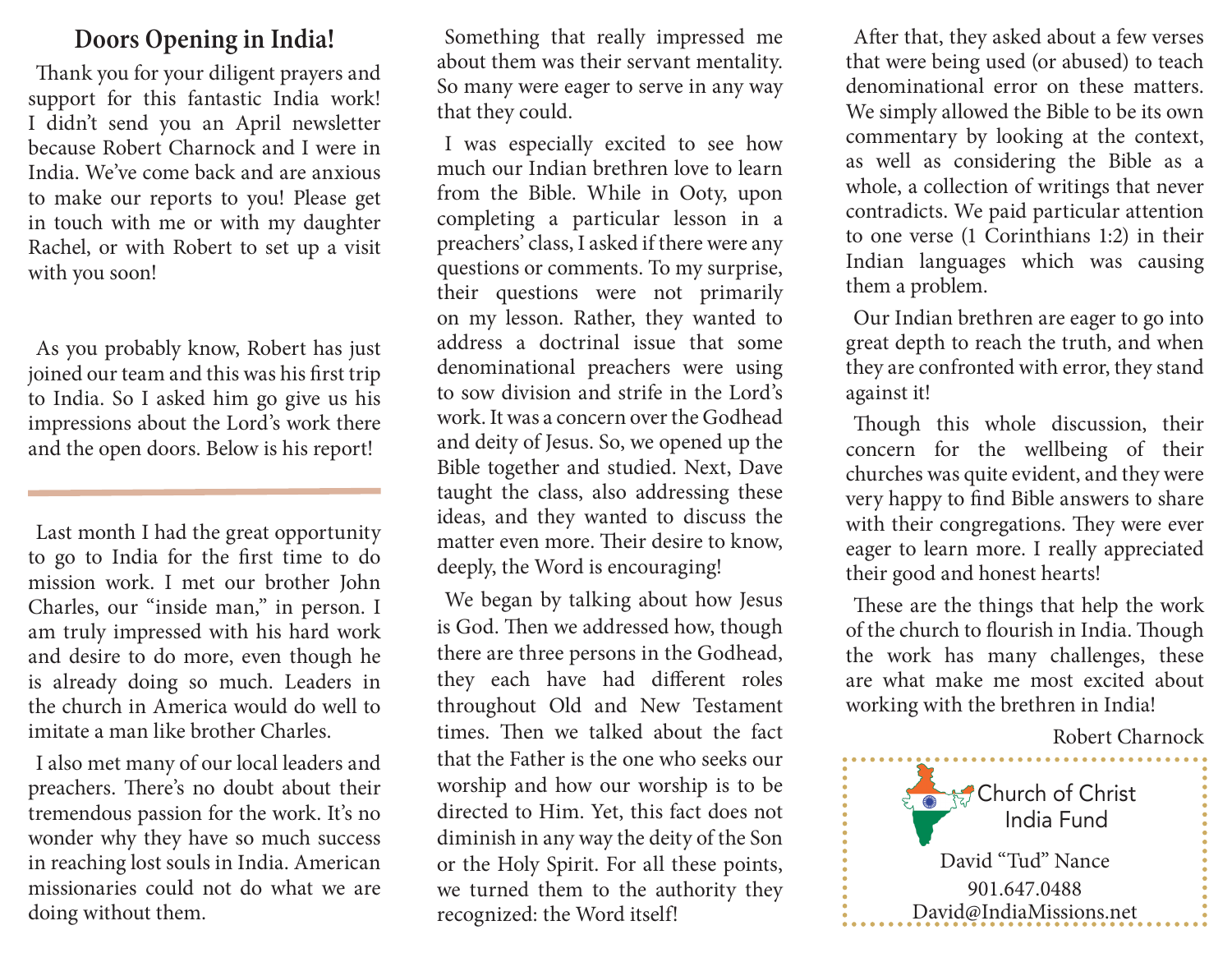## Doors Opening in India!

Thank you for your diligent prayers and support for this fantastic India work! I didn't send you an April newsletter because Robert Charnock and I were in India. We've come back and are anxious to make our reports to you! Please get in touch with me or with my daughter Rachel, or with Robert to set up a visit with you soon!

As you probably know, Robert has just joined our team and this was his first trip to India. So I asked him go give us his impressions about the Lord's work there and the open doors. Below is his report!

---

Last month I had the great opportunity to go to India for the first time to do mission work. I met our brother John Charles, our "inside man," in person. I am truly impressed with his hard work and desire to do more, even though he is already doing so much. Leaders in the church in America would do well to imitate a man like brother Charles.

I also met many of our local leaders and preachers. There's no doubt about their tremendous passion for the work. It's no wonder why they have so much success in reaching lost souls in India. American missionaries could not do what we are doing without them.

Something that really impressed me about them was their servant mentality. So many were eager to serve in any way that they could.

I was especially excited to see how much our Indian brethren love to learn from the Bible. While in Ooty, upon completing a particular lesson in a preachers' class, I asked if there were any questions or comments. To my surprise, their questions were not primarily on my lesson. Rather, they wanted to address a doctrinal issue that some denominational preachers were using to sow division and strife in the Lord's work. It was a concern over the Godhead and deity of Jesus. So, we opened up the Bible together and studied. Next, Dave taught the class, also addressing these ideas, and they wanted to discuss the matter even more. Their desire to know, deeply, the Word is encouraging!

We began by talking about how Jesus is God. Then we addressed how, though there are three persons in the Godhead, they each have had different roles throughout Old and New Testament times. Then we talked about the fact that the Father is the one who seeks our worship and how our worship is to be directed to Him. Yet, this fact does not diminish in any way the deity of the Son or the Holy Spirit. For all these points, we turned them to the authority they recognized: the Word itself!

After that, they asked about a few verses that were being used (or abused) to teach denominational error on these matters. We simply allowed the Bible to be its own commentary by looking at the context, as well as considering the Bible as a whole, a collection of writings that never contradicts. We paid particular attention to one verse (1 Corinthians 1:2) in their Indian languages which was causing them a problem.

Our Indian brethren are eager to go into great depth to reach the truth, and when they are confronted with error, they stand against it!

Though this whole discussion, their concern for the wellbeing of their churches was quite evident, and they were very happy to find Bible answers to share with their congregations. They were ever eager to learn more. I really appreciated their good and honest hearts!

These are the things that help the work of the church to flourish in India. Though the work has many challenges, these are what make me most excited about working with the brethren in India!

Robert Charnock

Church of Christ
India Fund

David "Tud" Nance
901.647.0488
David@IndiaMissions.net